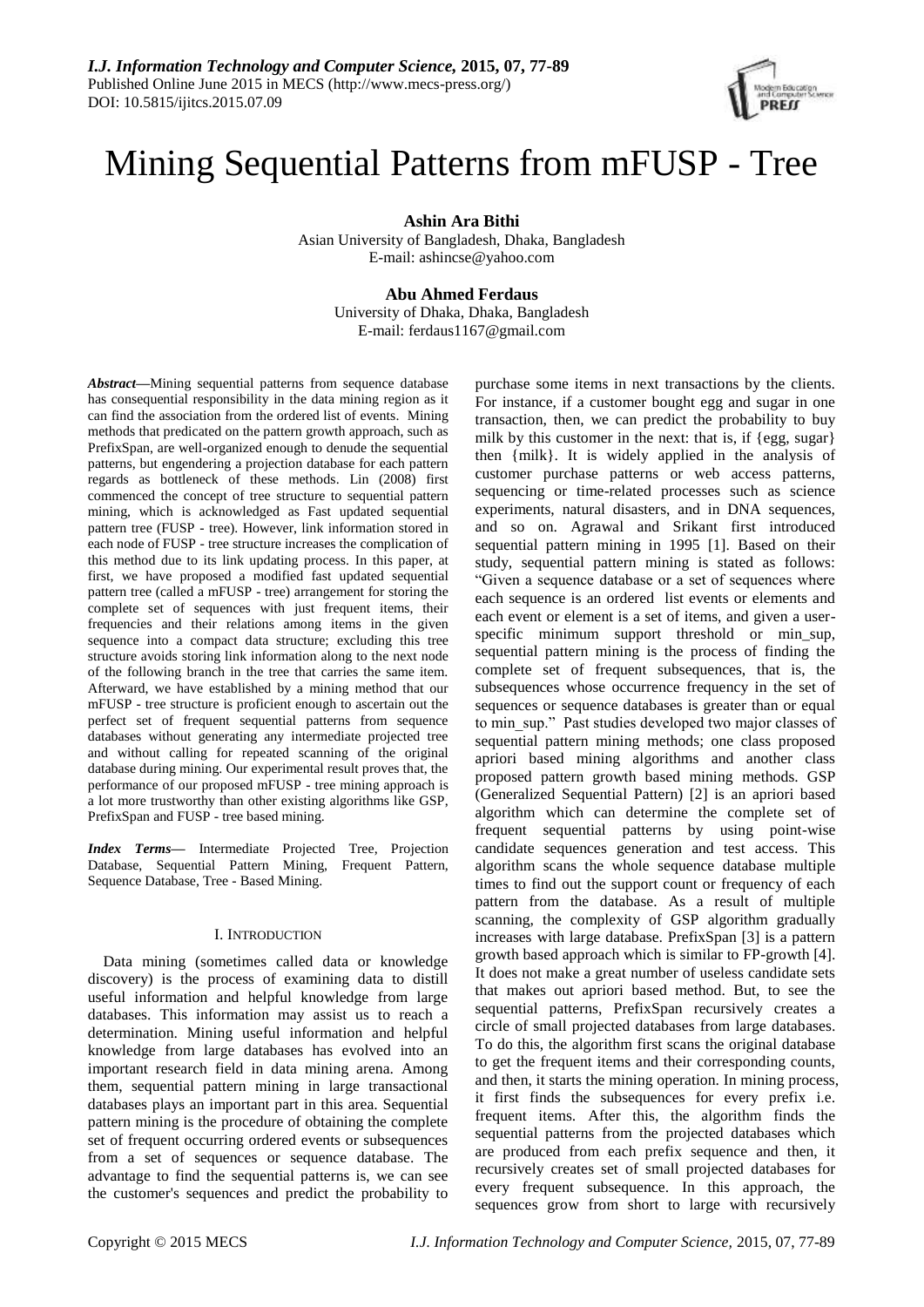# Mining Sequential Patterns from mFUSP - Tree

**Ashin Ara Bithi**
Asian University of Bangladesh, Dhaka, Bangladesh
E-mail: ashincse@yahoo.com

**Abu Ahmed Ferdaus**
University of Dhaka, Dhaka, Bangladesh
E-mail: ferdaus1167@gmail.com

***Abstract*—**Mining sequential patterns from sequence database has consequential responsibility in the data mining region as it can find the association from the ordered list of events. Mining methods that predicated on the pattern growth approach, such as PrefixSpan, are well-organized enough to denude the sequential patterns, but engendering a projection database for each pattern regards as bottleneck of these methods. Lin (2008) first commenced the concept of tree structure to sequential pattern mining, which is acknowledged as Fast updated sequential pattern tree (FUSP - tree). However, link information stored in each node of FUSP - tree structure increases the complication of this method due to its link updating process. In this paper, at first, we have proposed a modified fast updated sequential pattern tree (called a mFUSP - tree) arrangement for storing the complete set of sequences with just frequent items, their frequencies and their relations among items in the given sequence into a compact data structure; excluding this tree structure avoids storing link information along to the next node of the following branch in the tree that carries the same item. Afterward, we have established by a mining method that our mFUSP - tree structure is proficient enough to ascertain out the perfect set of frequent sequential patterns from sequence databases without generating any intermediate projected tree and without calling for repeated scanning of the original database during mining. Our experimental result proves that, the performance of our proposed mFUSP - tree mining approach is a lot more trustworthy than other existing algorithms like GSP, PrefixSpan and FUSP - tree based mining.

***Index Terms*—** Intermediate Projected Tree, Projection Database, Sequential Pattern Mining, Frequent Pattern, Sequence Database, Tree - Based Mining.

## I. Introduction

Data mining (sometimes called data or knowledge discovery) is the process of examining data to distill useful information and helpful knowledge from large databases. This information may assist us to reach a determination. Mining useful information and helpful knowledge from large databases has evolved into an important research field in data mining arena. Among them, sequential pattern mining in large transactional databases plays an important part in this area. Sequential pattern mining is the procedure of obtaining the complete set of frequent occurring ordered events or subsequences from a set of sequences or sequence database. The advantage to find the sequential patterns is, we can see the customer's sequences and predict the probability to purchase some items in next transactions by the clients. For instance, if a customer bought egg and sugar in one transaction, then, we can predict the probability to buy milk by this customer in the next: that is, if {egg, sugar} then {milk}. It is widely applied in the analysis of customer purchase patterns or web access patterns, sequencing or time-related processes such as science experiments, natural disasters, and in DNA sequences, and so on. Agrawal and Srikant first introduced sequential pattern mining in 1995 [1]. Based on their study, sequential pattern mining is stated as follows: "Given a sequence database or a set of sequences where each sequence is an ordered list events or elements and each event or element is a set of items, and given a user-specific minimum support threshold or min_sup, sequential pattern mining is the process of finding the complete set of frequent subsequences, that is, the subsequences whose occurrence frequency in the set of sequences or sequence databases is greater than or equal to min_sup." Past studies developed two major classes of sequential pattern mining methods; one class proposed apriori based mining algorithms and another class proposed pattern growth based mining methods. GSP (Generalized Sequential Pattern) [2] is an apriori based algorithm which can determine the complete set of frequent sequential patterns by using point-wise candidate sequences generation and test access. This algorithm scans the whole sequence database multiple times to find out the support count or frequency of each pattern from the database. As a result of multiple scanning, the complexity of GSP algorithm gradually increases with large database. PrefixSpan [3] is a pattern growth based approach which is similar to FP-growth [4]. It does not make a great number of useless candidate sets that makes out apriori based method. But, to see the sequential patterns, PrefixSpan recursively creates a circle of small projected databases from large databases. To do this, the algorithm first scans the original database to get the frequent items and their corresponding counts, and then, it starts the mining operation. In mining process, it first finds the subsequences for every prefix i.e. frequent items. After this, the algorithm finds the sequential patterns from the projected databases which are produced from each prefix sequence and then, it recursively creates set of small projected databases for every frequent subsequence. In this approach, the sequences grow from short to large with recursively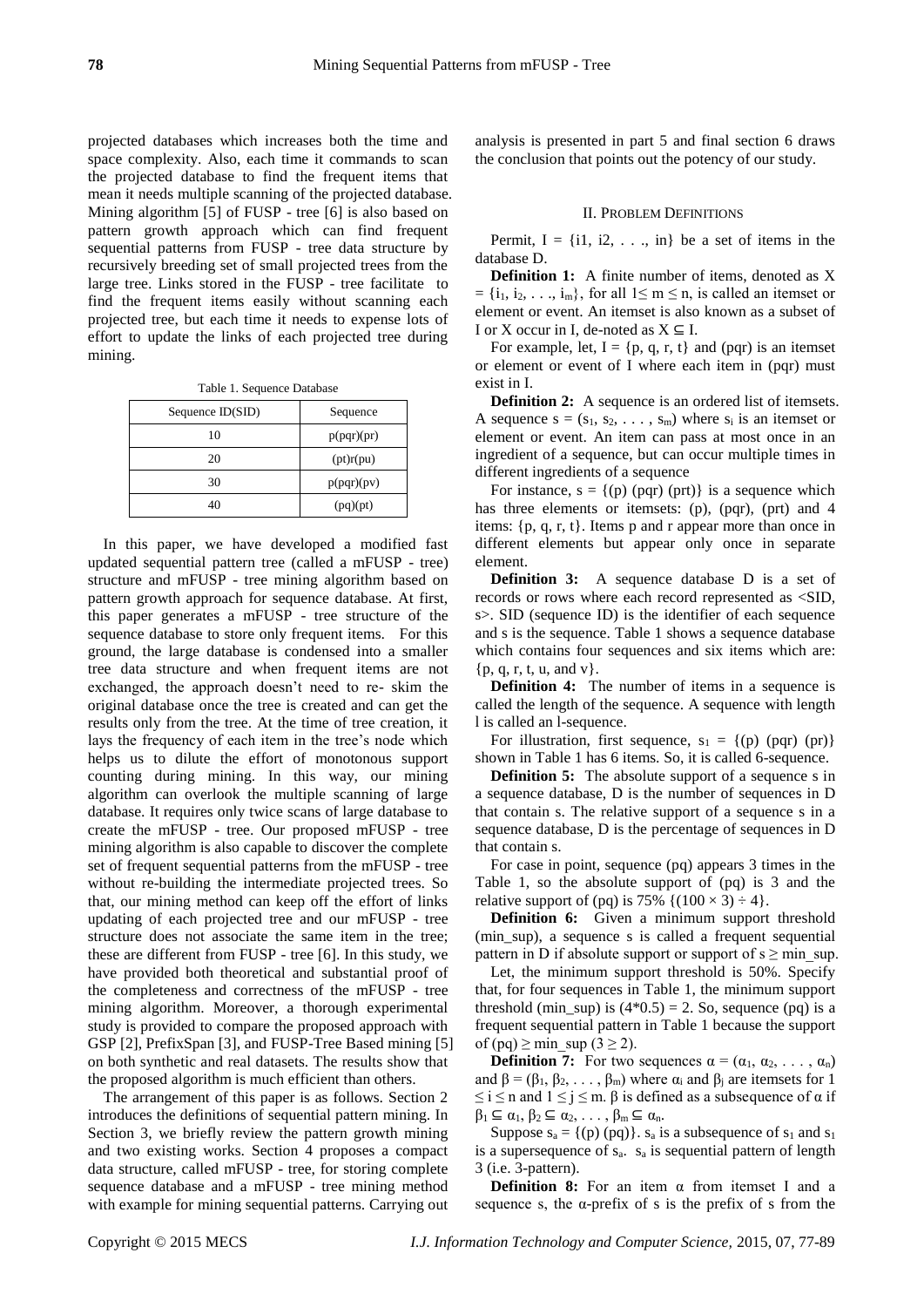projected databases which increases both the time and space complexity. Also, each time it commands to scan the projected database to find the frequent items that mean it needs multiple scanning of the projected database. Mining algorithm [5] of FUSP - tree [6] is also based on pattern growth approach which can find frequent sequential patterns from FUSP - tree data structure by recursively breeding set of small projected trees from the large tree. Links stored in the FUSP - tree facilitate to find the frequent items easily without scanning each projected tree, but each time it needs to expense lots of effort to update the links of each projected tree during mining.

Table 1. Sequence Database

| Sequence ID(SID) | Sequence |
|---|---|
| 10 | p(pqr)(pr) |
| 20 | (pt)r(pu) |
| 30 | p(pqr)(pv) |
| 40 | (pq)(pt) |

In this paper, we have developed a modified fast updated sequential pattern tree (called a mFUSP - tree) structure and mFUSP - tree mining algorithm based on pattern growth approach for sequence database. At first, this paper generates a mFUSP - tree structure of the sequence database to store only frequent items. For this ground, the large database is condensed into a smaller tree data structure and when frequent items are not exchanged, the approach doesn't need to re- skim the original database once the tree is created and can get the results only from the tree. At the time of tree creation, it lays the frequency of each item in the tree's node which helps us to dilute the effort of monotonous support counting during mining. In this way, our mining algorithm can overlook the multiple scanning of large database. It requires only twice scans of large database to create the mFUSP - tree. Our proposed mFUSP - tree mining algorithm is also capable to discover the complete set of frequent sequential patterns from the mFUSP - tree without re-building the intermediate projected trees. So that, our mining method can keep off the effort of links updating of each projected tree and our mFUSP - tree structure does not associate the same item in the tree; these are different from FUSP - tree [6]. In this study, we have provided both theoretical and substantial proof of the completeness and correctness of the mFUSP - tree mining algorithm. Moreover, a thorough experimental study is provided to compare the proposed approach with GSP [2], PrefixSpan [3], and FUSP-Tree Based mining [5] on both synthetic and real datasets. The results show that the proposed algorithm is much efficient than others.

The arrangement of this paper is as follows. Section 2 introduces the definitions of sequential pattern mining. In Section 3, we briefly review the pattern growth mining and two existing works. Section 4 proposes a compact data structure, called mFUSP - tree, for storing complete sequence database and a mFUSP - tree mining method with example for mining sequential patterns. Carrying out analysis is presented in part 5 and final section 6 draws the conclusion that points out the potency of our study.

## II. Problem Definitions

Permit, I = {i1, i2, . . ., in} be a set of items in the database D.

**Definition 1:** A finite number of items, denoted as X $= \{i_1, i_2, \ldots, i_m\}$, for all $1 \leq m \leq n$, is called an itemset or element or event. An itemset is also known as a subset of I or X occur in I, de-noted as $X \subseteq I$.

For example, let, I = {p, q, r, t} and (pqr) is an itemset or element or event of I where each item in (pqr) must exist in I.

**Definition 2:** A sequence is an ordered list of itemsets. A sequence $s = (s_1, s_2, \ldots, s_m)$ where $s_i$ is an itemset or element or event. An item can pass at most once in an ingredient of a sequence, but can occur multiple times in different ingredients of a sequence

For instance, s = {(p) (pqr) (prt)} is a sequence which has three elements or itemsets: (p), (pqr), (prt) and 4 items: {p, q, r, t}. Items p and r appear more than once in different elements but appear only once in separate element.

**Definition 3:** A sequence database D is a set of records or rows where each record represented as <SID, s>. SID (sequence ID) is the identifier of each sequence and s is the sequence. Table 1 shows a sequence database which contains four sequences and six items which are: {p, q, r, t, u, and v}.

**Definition 4:** The number of items in a sequence is called the length of the sequence. A sequence with length l is called an l-sequence.

For illustration, first sequence, $s_1$ = {(p) (pqr) (pr)} shown in Table 1 has 6 items. So, it is called 6-sequence.

**Definition 5:** The absolute support of a sequence s in a sequence database, D is the number of sequences in D that contain s. The relative support of a sequence s in a sequence database, D is the percentage of sequences in D that contain s.

For case in point, sequence (pq) appears 3 times in the Table 1, so the absolute support of (pq) is 3 and the relative support of (pq) is 75% $\{(100 \times 3) \div 4\}$.

**Definition 6:** Given a minimum support threshold (min_sup), a sequence s is called a frequent sequential pattern in D if absolute support or support of s ≥ min_sup.

Let, the minimum support threshold is 50%. Specify that, for four sequences in Table 1, the minimum support threshold (min_sup) is (4*0.5) = 2. So, sequence (pq) is a frequent sequential pattern in Table 1 because the support of (pq) ≥ min_sup (3 ≥ 2).

**Definition 7:** For two sequences $\alpha = (\alpha_1, \alpha_2, \ldots, \alpha_n)$ and $\beta = (\beta_1, \beta_2, \ldots, \beta_m)$ where $\alpha_i$ and $\beta_j$ are itemsets for $1 \leq i \leq n$ and $1 \leq j \leq m$. β is defined as a subsequence of α if $\beta_1 \subseteq \alpha_1, \beta_2 \subseteq \alpha_2, \ldots, \beta_m \subseteq \alpha_n$.

Suppose $s_a$ = {(p) (pq)}. $s_a$ is a subsequence of $s_1$ and $s_1$ is a supersequence of $s_a$. $s_a$ is sequential pattern of length 3 (i.e. 3-pattern).

**Definition 8:** For an item α from itemset I and a sequence s, the α-prefix of s is the prefix of s from the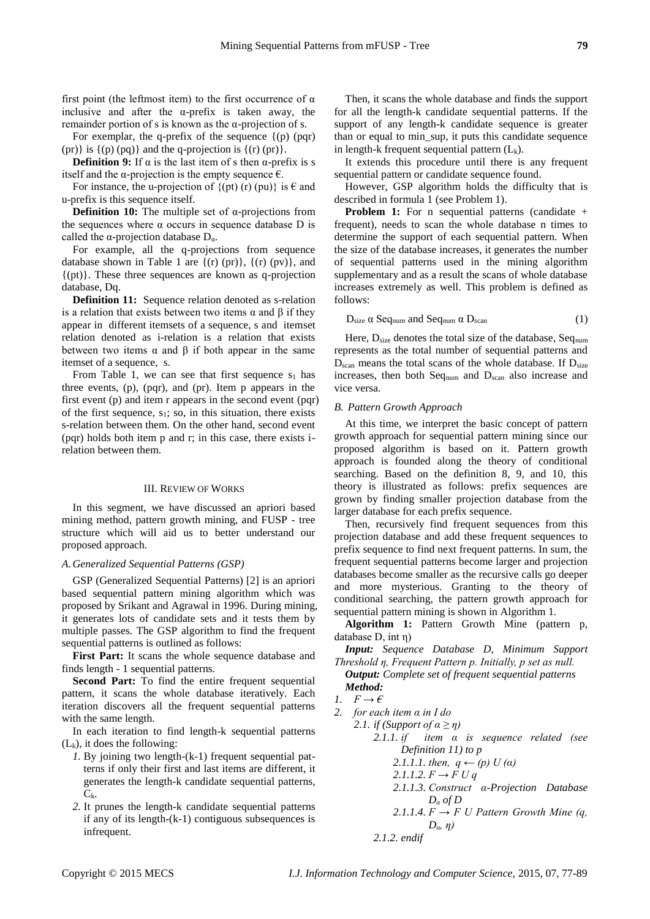first point (the leftmost item) to the first occurrence of α inclusive and after the α-prefix is taken away, the remainder portion of s is known as the α-projection of s.

For exemplar, the q-prefix of the sequence {(p) (pqr) (pr)} is {(p) (pq)} and the q-projection is {(r) (pr)}.

**Definition 9:** If α is the last item of s then α-prefix is s itself and the α-projection is the empty sequence ϵ.

For instance, the u-projection of {(pt) (r) (pu)} is ϵ and u-prefix is this sequence itself.

**Definition 10:** The multiple set of α-projections from the sequences where α occurs in sequence database D is called the α-projection database $D_\alpha$.

For example, all the q-projections from sequence database shown in Table 1 are {(r) (pr)}, {(r) (pv)}, and {(pt)}. These three sequences are known as q-projection database, Dq.

**Definition 11:** Sequence relation denoted as s-relation is a relation that exists between two items α and β if they appear in different itemsets of a sequence, s and itemset relation denoted as i-relation is a relation that exists between two items α and β if both appear in the same itemset of a sequence, s.

From Table 1, we can see that first sequence $s_1$ has three events, (p), (pqr), and (pr). Item p appears in the first event (p) and item r appears in the second event (pqr) of the first sequence, $s_1$; so, in this situation, there exists s-relation between them. On the other hand, second event (pqr) holds both item p and r; in this case, there exists i-relation between them.

## III. Review of Works

In this segment, we have discussed an apriori based mining method, pattern growth mining, and FUSP - tree structure which will aid us to better understand our proposed approach.

### A. Generalized Sequential Patterns (GSP)

GSP (Generalized Sequential Patterns) [2] is an apriori based sequential pattern mining algorithm which was proposed by Srikant and Agrawal in 1996. During mining, it generates lots of candidate sets and it tests them by multiple passes. The GSP algorithm to find the frequent sequential patterns is outlined as follows:

**First Part:** It scans the whole sequence database and finds length - 1 sequential patterns.

**Second Part:** To find the entire frequent sequential pattern, it scans the whole database iteratively. Each iteration discovers all the frequent sequential patterns with the same length.

In each iteration to find length-k sequential patterns ($L_k$), it does the following:

1. By joining two length-(k-1) frequent sequential patterns if only their first and last items are different, it generates the length-k candidate sequential patterns, $C_k$.
2. It prunes the length-k candidate sequential patterns if any of its length-(k-1) contiguous subsequences is infrequent.

Then, it scans the whole database and finds the support for all the length-k candidate sequential patterns. If the support of any length-k candidate sequence is greater than or equal to min_sup, it puts this candidate sequence in length-k frequent sequential pattern ($L_k$).

It extends this procedure until there is any frequent sequential pattern or candidate sequence found.

However, GSP algorithm holds the difficulty that is described in formula 1 (see Problem 1).

**Problem 1:** For n sequential patterns (candidate + frequent), needs to scan the whole database n times to determine the support of each sequential pattern. When the size of the database increases, it generates the number of sequential patterns used in the mining algorithm supplementary and as a result the scans of whole database increases extremely as well. This problem is defined as follows:

$$D_{size} \; \alpha \; Seq_{num} \text{ and } Seq_{num} \; \alpha \; D_{scan} \tag{1}$$

Here, $D_{size}$ denotes the total size of the database, $Seq_{num}$ represents as the total number of sequential patterns and $D_{scan}$ means the total scans of the whole database. If $D_{size}$ increases, then both $Seq_{num}$ and $D_{scan}$ also increase and vice versa.

### B. Pattern Growth Approach

At this time, we interpret the basic concept of pattern growth approach for sequential pattern mining since our proposed algorithm is based on it. Pattern growth approach is founded along the theory of conditional searching. Based on the definition 8, 9, and 10, this theory is illustrated as follows: prefix sequences are grown by finding smaller projection database from the larger database for each prefix sequence.

Then, recursively find frequent sequences from this projection database and add these frequent sequences to prefix sequence to find next frequent patterns. In sum, the frequent sequential patterns become larger and projection databases become smaller as the recursive calls go deeper and more mysterious. Granting to the theory of conditional searching, the pattern growth approach for sequential pattern mining is shown in Algorithm 1.

**Algorithm 1:** Pattern Growth Mine (pattern p, database D, int η)

***Input:*** *Sequence Database D, Minimum Support Threshold η, Frequent Pattern p. Initially, p set as null.*

***Output:*** *Complete set of frequent sequential patterns*

***Method:***

1. *F → ϵ*
2. *for each item α in I do*
   - *2.1. if (Support of α ≥ η)*
     - *2.1.1. if item α is sequence related (see Definition 11) to p*
       - *2.1.1.1. then, q ← (p) U (α)*
       - *2.1.1.2. F → F U q*
       - *2.1.1.3. Construct α-Projection Database $D_\alpha$ of D*
       - *2.1.1.4. F → F U Pattern Growth Mine (q, $D_\alpha$, η)*
     - *2.1.2. endif*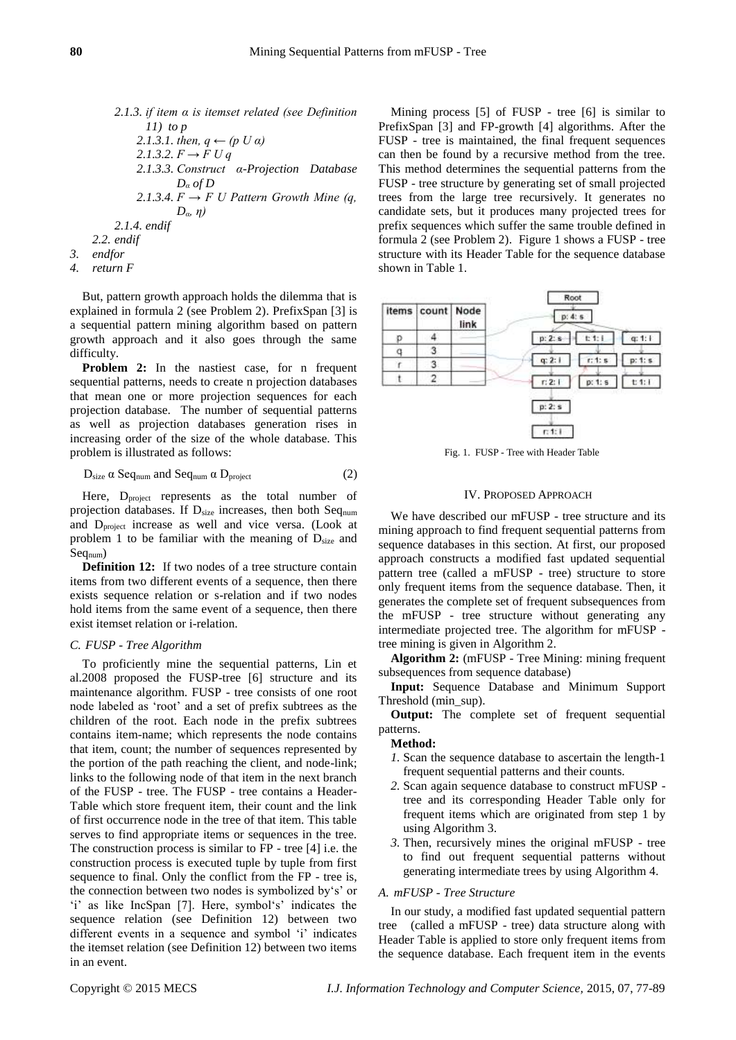*2.1.3. if item α is itemset related (see Definition 11) to p*

*2.1.3.1. then, q ← (p U α)*

*2.1.3.2. F → F U q*

*2.1.3.3. Construct α-Projection Database $D_α$ of D*

*2.1.3.4. F → F U Pattern Growth Mine (q, $D_α$, η)*

*2.1.4. endif*

*2.2. endif*

*3. endfor*

*4. return F*

But, pattern growth approach holds the dilemma that is explained in formula 2 (see Problem 2). PrefixSpan [3] is a sequential pattern mining algorithm based on pattern growth approach and it also goes through the same difficulty.

**Problem 2:** In the nastiest case, for n frequent sequential patterns, needs to create n projection databases that mean one or more projection sequences for each projection database. The number of sequential patterns as well as projection databases generation rises in increasing order of the size of the whole database. This problem is illustrated as follows:

$$D_{size} \propto Seq_{num} \text{ and } Seq_{num} \propto D_{project} \quad (2)$$

Here, $D_{project}$ represents as the total number of projection databases. If $D_{size}$ increases, then both $Seq_{num}$ and $D_{project}$ increase as well and vice versa. (Look at problem 1 to be familiar with the meaning of $D_{size}$ and $Seq_{num}$)

**Definition 12:** If two nodes of a tree structure contain items from two different events of a sequence, then there exists sequence relation or s-relation and if two nodes hold items from the same event of a sequence, then there exist itemset relation or i-relation.

### *C. FUSP - Tree Algorithm*

To proficiently mine the sequential patterns, Lin et al.2008 proposed the FUSP-tree [6] structure and its maintenance algorithm. FUSP - tree consists of one root node labeled as 'root' and a set of prefix subtrees as the children of the root. Each node in the prefix subtrees contains item-name; which represents the node contains that item, count; the number of sequences represented by the portion of the path reaching the client, and node-link; links to the following node of that item in the next branch of the FUSP - tree. The FUSP - tree contains a Header-Table which store frequent item, their count and the link of first occurrence node in the tree of that item. This table serves to find appropriate items or sequences in the tree. The construction process is similar to FP - tree [4] i.e. the construction process is executed tuple by tuple from first sequence to final. Only the conflict from the FP - tree is, the connection between two nodes is symbolized by's' or 'i' as like IncSpan [7]. Here, symbol's' indicates the sequence relation (see Definition 12) between two different events in a sequence and symbol 'i' indicates the itemset relation (see Definition 12) between two items in an event.

Mining process [5] of FUSP - tree [6] is similar to PrefixSpan [3] and FP-growth [4] algorithms. After the FUSP - tree is maintained, the final frequent sequences can then be found by a recursive method from the tree. This method determines the sequential patterns from the FUSP - tree structure by generating set of small projected trees from the large tree recursively. It generates no candidate sets, but it produces many projected trees for prefix sequences which suffer the same trouble defined in formula 2 (see Problem 2). Figure 1 shows a FUSP - tree structure with its Header Table for the sequence database shown in Table 1.

| items | count | Node link |
|---|---|---|
| p | 4 | |
| q | 3 | |
| r | 3 | |
| t | 2 | |

Fig. 1. FUSP - Tree with Header Table

## IV. Proposed Approach

We have described our mFUSP - tree structure and its mining approach to find frequent sequential patterns from sequence databases in this section. At first, our proposed approach constructs a modified fast updated sequential pattern tree (called a mFUSP - tree) structure to store only frequent items from the sequence database. Then, it generates the complete set of frequent subsequences from the mFUSP - tree structure without generating any intermediate projected tree. The algorithm for mFUSP - tree mining is given in Algorithm 2.

**Algorithm 2:** (mFUSP - Tree Mining: mining frequent subsequences from sequence database)

**Input:** Sequence Database and Minimum Support Threshold (min_sup).

**Output:** The complete set of frequent sequential patterns.

**Method:**

1. Scan the sequence database to ascertain the length-1 frequent sequential patterns and their counts.
2. Scan again sequence database to construct mFUSP - tree and its corresponding Header Table only for frequent items which are originated from step 1 by using Algorithm 3.
3. Then, recursively mines the original mFUSP - tree to find out frequent sequential patterns without generating intermediate trees by using Algorithm 4.

### *A. mFUSP - Tree Structure*

In our study, a modified fast updated sequential pattern tree (called a mFUSP - tree) data structure along with Header Table is applied to store only frequent items from the sequence database. Each frequent item in the events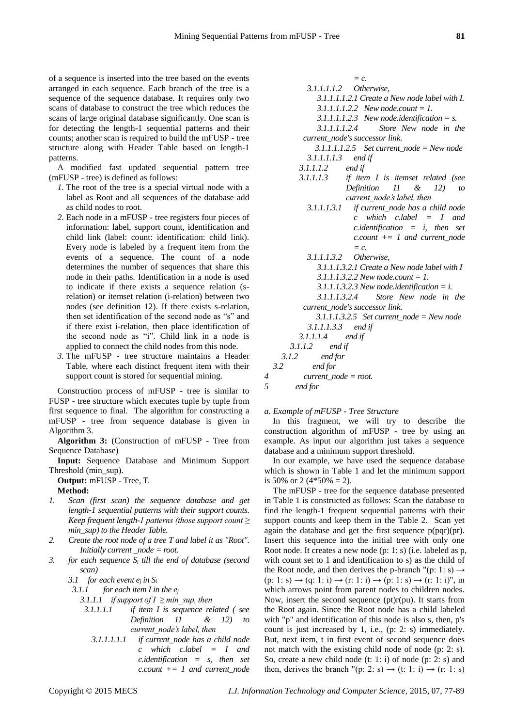of a sequence is inserted into the tree based on the events arranged in each sequence. Each branch of the tree is a sequence of the sequence database. It requires only two scans of database to construct the tree which reduces the scans of large original database significantly. One scan is for detecting the length-1 sequential patterns and their counts; another scan is required to build the mFUSP - tree structure along with Header Table based on length-1 patterns.

A modified fast updated sequential pattern tree (mFUSP - tree) is defined as follows:

1. The root of the tree is a special virtual node with a label as Root and all sequences of the database add as child nodes to root.
2. Each node in a mFUSP - tree registers four pieces of information: label, support count, identification and child link (label: count: identification: child link). Every node is labeled by a frequent item from the events of a sequence. The count of a node determines the number of sequences that share this node in their paths. Identification in a node is used to indicate if there exists a sequence relation (s-relation) or itemset relation (i-relation) between two nodes (see definition 12). If there exists s-relation, then set identification of the second node as "s" and if there exist i-relation, then place identification of the second node as "i". Child link in a node is applied to connect the child nodes from this node.
3. The mFUSP - tree structure maintains a Header Table, where each distinct frequent item with their support count is stored for sequential mining.

Construction process of mFUSP - tree is similar to FUSP - tree structure which executes tuple by tuple from first sequence to final. The algorithm for constructing a mFUSP - tree from sequence database is given in Algorithm 3.

**Algorithm 3:** (Construction of mFUSP - Tree from Sequence Database)

**Input:** Sequence Database and Minimum Support Threshold (min_sup).

**Output:** mFUSP - Tree, T.

**Method:**

1. *Scan (first scan) the sequence database and get length-1 sequential patterns with their support counts. Keep frequent length-1 patterns (those support count ≥ min_sup) to the Header Table.*
2. *Create the root node of a tree T and label it as "Root". Initially current _node = root.*
3. *for each sequence $S_i$ till the end of database (second scan)*
   - *3.1 for each event $e_j$ in $S_i$*
     - *3.1.1 for each item I in the $e_j$*
       - *3.1.1.1 if support of I ≥ min_sup, then*
         - *3.1.1.1.1 if item I is sequence related ( see Definition 11 & 12) to current_node's label, then*
           - *3.1.1.1.1.1 if current_node has a child node c which c.label = I and c.identification = s, then set c.count += 1 and current_node = c.*
           - *3.1.1.1.1.2 Otherwise,*
             - *3.1.1.1.1.2.1 Create a New node label with I.*
             - *3.1.1.1.1.2.2 New node.count = 1.*
             - *3.1.1.1.1.2.3 New node.identification = s.*
             - *3.1.1.1.1.2.4 Store New node in the current_node's successor link.*
             - *3.1.1.1.1.2.5 Set current_node = New node*
           - *3.1.1.1.1.3 end if*
         - *3.1.1.1.2 end if*
         - *3.1.1.1.3 if item I is itemset related (see Definition 11 & 12) to current_node's label, then*
           - *3.1.1.1.3.1 if current_node has a child node c which c.label = I and c.identification = i, then set c.count += 1 and current_node = c.*
           - *3.1.1.1.3.2 Otherwise,*
             - *3.1.1.1.3.2.1 Create a New node label with I*
             - *3.1.1.1.3.2.2 New node.count = 1.*
             - *3.1.1.1.3.2.3 New node.identification = i.*
             - *3.1.1.1.3.2.4 Store New node in the current_node's successor link.*
             - *3.1.1.1.3.2.5 Set current_node = New node*
           - *3.1.1.1.3.3 end if*
         - *3.1.1.1.4 end if*
       - *3.1.1.2 end if*
     - *3.1.2 end for*
   - *3.2 end for*
4. *current_node = root.*
5. *end for*

*a. Example of mFUSP - Tree Structure*

In this fragment, we will try to describe the construction algorithm of mFUSP - tree by using an example. As input our algorithm just takes a sequence database and a minimum support threshold.

In our example, we have used the sequence database which is shown in Table 1 and let the minimum support is 50% or 2 (4*50% = 2).

The mFUSP - tree for the sequence database presented in Table 1 is constructed as follows: Scan the database to find the length-1 frequent sequential patterns with their support counts and keep them in the Table 2. Scan yet again the database and get the first sequence p(pqr)(pr). Insert this sequence into the initial tree with only one Root node. It creates a new node (p: 1: s) (i.e. labeled as p, with count set to 1 and identification to s) as the child of the Root node, and then derives the p-branch "(p: 1: s) → (p: 1: s) → (q: 1: i) → (r: 1: i) → (p: 1: s) → (r: 1: i)", in which arrows point from parent nodes to children nodes. Now, insert the second sequence (pt)r(pu). It starts from the Root again. Since the Root node has a child labeled with "p" and identification of this node is also s, then, p's count is just increased by 1, i.e., (p: 2: s) immediately. But, next item, t in first event of second sequence does not match with the existing child node of node (p: 2: s). So, create a new child node (t: 1: i) of node (p: 2: s) and then, derives the branch "(p: 2: s) → (t: 1: i) → (r: 1: s)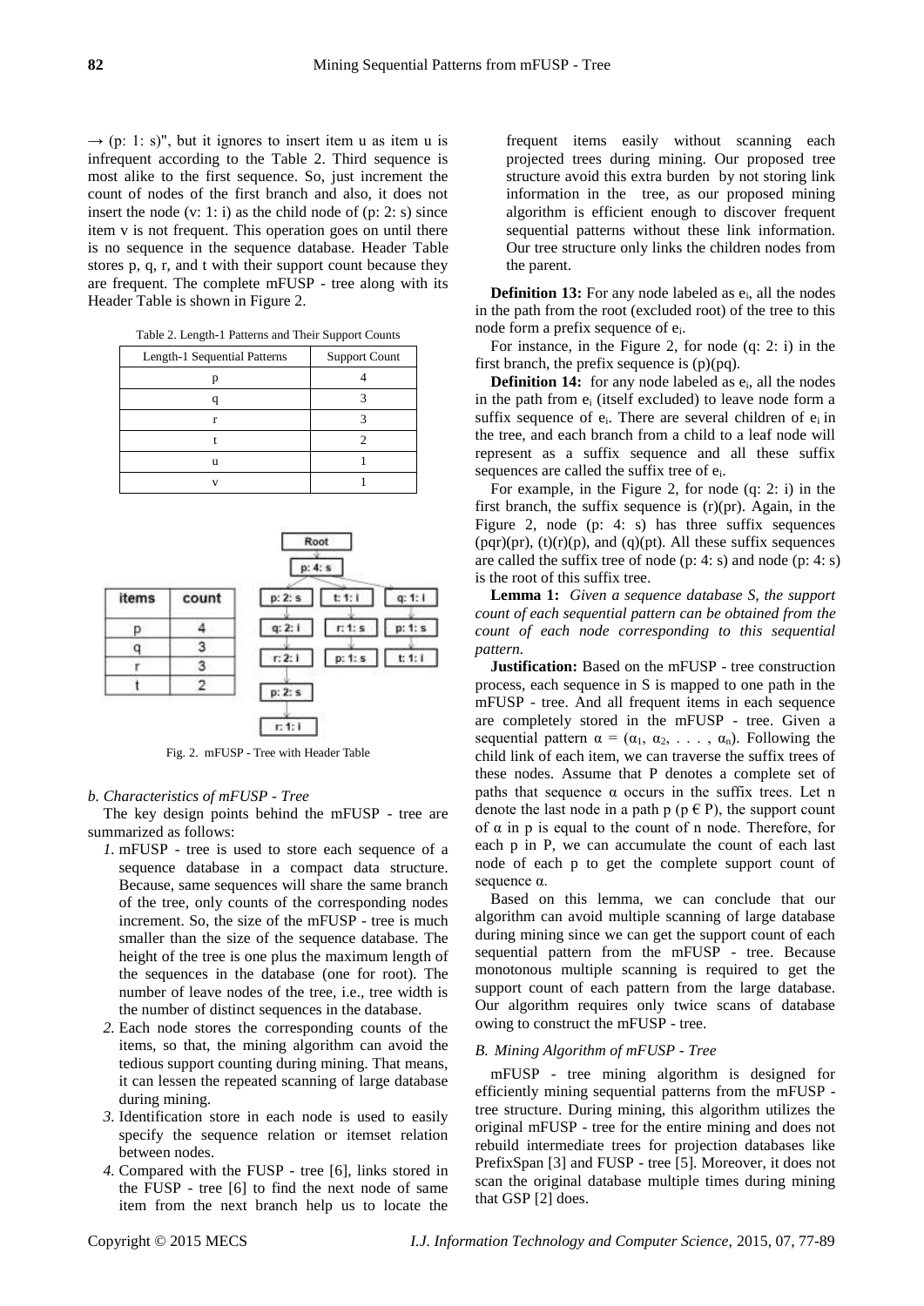→ (p: 1: s)", but it ignores to insert item u as item u is infrequent according to the Table 2. Third sequence is most alike to the first sequence. So, just increment the count of nodes of the first branch and also, it does not insert the node (v: 1: i) as the child node of (p: 2: s) since item v is not frequent. This operation goes on until there is no sequence in the sequence database. Header Table stores p, q, r, and t with their support count because they are frequent. The complete mFUSP - tree along with its Header Table is shown in Figure 2.

Table 2. Length-1 Patterns and Their Support Counts

| Length-1 Sequential Patterns | Support Count |
|---|---|
| p | 4 |
| q | 3 |
| r | 3 |
| t | 2 |
| u | 1 |
| v | 1 |

| items | count |
|---|---|
| p | 4 |
| q | 3 |
| r | 3 |
| t | 2 |

Fig. 2. mFUSP - Tree with Header Table

*b. Characteristics of mFUSP - Tree*

The key design points behind the mFUSP - tree are summarized as follows:

1. mFUSP - tree is used to store each sequence of a sequence database in a compact data structure. Because, same sequences will share the same branch of the tree, only counts of the corresponding nodes increment. So, the size of the mFUSP - tree is much smaller than the size of the sequence database. The height of the tree is one plus the maximum length of the sequences in the database (one for root). The number of leave nodes of the tree, i.e., tree width is the number of distinct sequences in the database.
2. Each node stores the corresponding counts of the items, so that, the mining algorithm can avoid the tedious support counting during mining. That means, it can lessen the repeated scanning of large database during mining.
3. Identification store in each node is used to easily specify the sequence relation or itemset relation between nodes.
4. Compared with the FUSP - tree [6], links stored in the FUSP - tree [6] to find the next node of same item from the next branch help us to locate the frequent items easily without scanning each projected trees during mining. Our proposed tree structure avoid this extra burden by not storing link information in the tree, as our proposed mining algorithm is efficient enough to discover frequent sequential patterns without these link information. Our tree structure only links the children nodes from the parent.

**Definition 13:** For any node labeled as $e_i$, all the nodes in the path from the root (excluded root) of the tree to this node form a prefix sequence of $e_i$.

For instance, in the Figure 2, for node (q: 2: i) in the first branch, the prefix sequence is (p)(pq).

**Definition 14:** for any node labeled as $e_i$, all the nodes in the path from $e_i$ (itself excluded) to leave node form a suffix sequence of $e_i$. There are several children of $e_i$ in the tree, and each branch from a child to a leaf node will represent as a suffix sequence and all these suffix sequences are called the suffix tree of $e_i$.

For example, in the Figure 2, for node (q: 2: i) in the first branch, the suffix sequence is (r)(pr). Again, in the Figure 2, node (p: 4: s) has three suffix sequences (pqr)(pr), (t)(r)(p), and (q)(pt). All these suffix sequences are called the suffix tree of node (p: 4: s) and node (p: 4: s) is the root of this suffix tree.

**Lemma 1:** *Given a sequence database S, the support count of each sequential pattern can be obtained from the count of each node corresponding to this sequential pattern.*

**Justification:** Based on the mFUSP - tree construction process, each sequence in S is mapped to one path in the mFUSP - tree. And all frequent items in each sequence are completely stored in the mFUSP - tree. Given a sequential pattern $\alpha = (\alpha_1, \alpha_2, \ldots, \alpha_n)$. Following the child link of each item, we can traverse the suffix trees of these nodes. Assume that P denotes a complete set of paths that sequence $\alpha$ occurs in the suffix trees. Let n denote the last node in a path p ($p \in P$), the support count of $\alpha$ in p is equal to the count of n node. Therefore, for each p in P, we can accumulate the count of each last node of each p to get the complete support count of sequence $\alpha$.

Based on this lemma, we can conclude that our algorithm can avoid multiple scanning of large database during mining since we can get the support count of each sequential pattern from the mFUSP - tree. Because monotonous multiple scanning is required to get the support count of each pattern from the large database. Our algorithm requires only twice scans of database owing to construct the mFUSP - tree.

*B. Mining Algorithm of mFUSP - Tree*

mFUSP - tree mining algorithm is designed for efficiently mining sequential patterns from the mFUSP - tree structure. During mining, this algorithm utilizes the original mFUSP - tree for the entire mining and does not rebuild intermediate trees for projection databases like PrefixSpan [3] and FUSP - tree [5]. Moreover, it does not scan the original database multiple times during mining that GSP [2] does.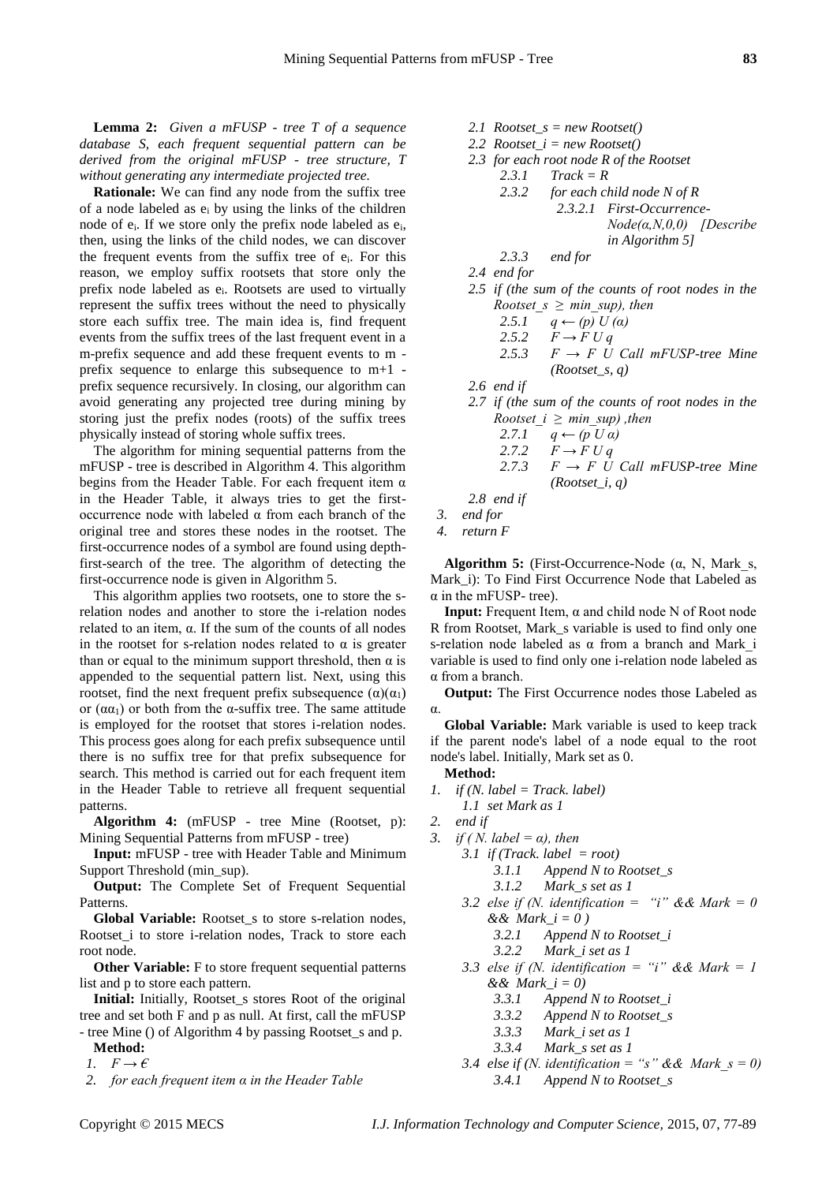**Lemma 2:** *Given a mFUSP - tree T of a sequence database S, each frequent sequential pattern can be derived from the original mFUSP - tree structure, T without generating any intermediate projected tree.*

**Rationale:** We can find any node from the suffix tree of a node labeled as $e_i$ by using the links of the children node of $e_i$. If we store only the prefix node labeled as $e_i$, then, using the links of the child nodes, we can discover the frequent events from the suffix tree of $e_i$. For this reason, we employ suffix rootsets that store only the prefix node labeled as $e_i$. Rootsets are used to virtually represent the suffix trees without the need to physically store each suffix tree. The main idea is, find frequent events from the suffix trees of the last frequent event in a m-prefix sequence and add these frequent events to m - prefix sequence to enlarge this subsequence to m+1 - prefix sequence recursively. In closing, our algorithm can avoid generating any projected tree during mining by storing just the prefix nodes (roots) of the suffix trees physically instead of storing whole suffix trees.

The algorithm for mining sequential patterns from the mFUSP - tree is described in Algorithm 4. This algorithm begins from the Header Table. For each frequent item α in the Header Table, it always tries to get the first-occurrence node with labeled α from each branch of the original tree and stores these nodes in the rootset. The first-occurrence nodes of a symbol are found using depth-first-search of the tree. The algorithm of detecting the first-occurrence node is given in Algorithm 5.

This algorithm applies two rootsets, one to store the s-relation nodes and another to store the i-relation nodes related to an item, α. If the sum of the counts of all nodes in the rootset for s-relation nodes related to α is greater than or equal to the minimum support threshold, then α is appended to the sequential pattern list. Next, using this rootset, find the next frequent prefix subsequence $(\alpha)(\alpha_1)$ or $(\alpha\alpha_1)$ or both from the α-suffix tree. The same attitude is employed for the rootset that stores i-relation nodes. This process goes along for each prefix subsequence until there is no suffix tree for that prefix subsequence for search. This method is carried out for each frequent item in the Header Table to retrieve all frequent sequential patterns.

**Algorithm 4:** (mFUSP - tree Mine (Rootset, p): Mining Sequential Patterns from mFUSP - tree)

**Input:** mFUSP - tree with Header Table and Minimum Support Threshold (min_sup).

**Output:** The Complete Set of Frequent Sequential Patterns.

**Global Variable:** Rootset_s to store s-relation nodes, Rootset_i to store i-relation nodes, Track to store each root node.

**Other Variable:** F to store frequent sequential patterns list and p to store each pattern.

**Initial:** Initially, Rootset_s stores Root of the original tree and set both F and p as null. At first, call the mFUSP - tree Mine () of Algorithm 4 by passing Rootset_s and p.

**Method:**

1. *F → ϵ*
2. *for each frequent item α in the Header Table*
   - *2.1 Rootset_s = new Rootset()*
   - *2.2 Rootset_i = new Rootset()*
   - *2.3 for each root node R of the Rootset*
     - *2.3.1 Track = R*
     - *2.3.2 for each child node N of R*
       - *2.3.2.1 First-Occurrence-Node(α,N,0,0) [Describe in Algorithm 5]*
     - *2.3.3 end for*
   - *2.4 end for*
   - *2.5 if (the sum of the counts of root nodes in the Rootset_s ≥ min_sup), then*
     - *2.5.1 q ← (p) U (α)*
     - *2.5.2 F → F U q*
     - *2.5.3 F → F U Call mFUSP-tree Mine (Rootset_s, q)*
   - *2.6 end if*
   - *2.7 if (the sum of the counts of root nodes in the Rootset_i ≥ min_sup) ,then*
     - *2.7.1 q ← (p U α)*
     - *2.7.2 F → F U q*
     - *2.7.3 F → F U Call mFUSP-tree Mine (Rootset_i, q)*
   - *2.8 end if*
3. *end for*
4. *return F*

**Algorithm 5:** (First-Occurrence-Node (α, N, Mark_s, Mark_i): To Find First Occurrence Node that Labeled as α in the mFUSP- tree).

**Input:** Frequent Item, α and child node N of Root node R from Rootset, Mark_s variable is used to find only one s-relation node labeled as α from a branch and Mark_i variable is used to find only one i-relation node labeled as α from a branch.

**Output:** The First Occurrence nodes those Labeled as α.

**Global Variable:** Mark variable is used to keep track if the parent node's label of a node equal to the root node's label. Initially, Mark set as 0.

**Method:**

1. *if (N. label = Track. label)*
   - *1.1 set Mark as 1*
2. *end if*
3. *if ( N. label = α), then*
   - *3.1 if (Track. label = root)*
     - *3.1.1 Append N to Rootset_s*
     - *3.1.2 Mark_s set as 1*
   - *3.2 else if (N. identification = "i" && Mark = 0 && Mark_i = 0 )*
     - *3.2.1 Append N to Rootset_i*
     - *3.2.2 Mark_i set as 1*
   - *3.3 else if (N. identification = "i" && Mark = 1 && Mark_i = 0)*
     - *3.3.1 Append N to Rootset_i*
     - *3.3.2 Append N to Rootset_s*
     - *3.3.3 Mark_i set as 1*
     - *3.3.4 Mark_s set as 1*
   - *3.4 else if (N. identification = "s" && Mark_s = 0)*
     - *3.4.1 Append N to Rootset_s*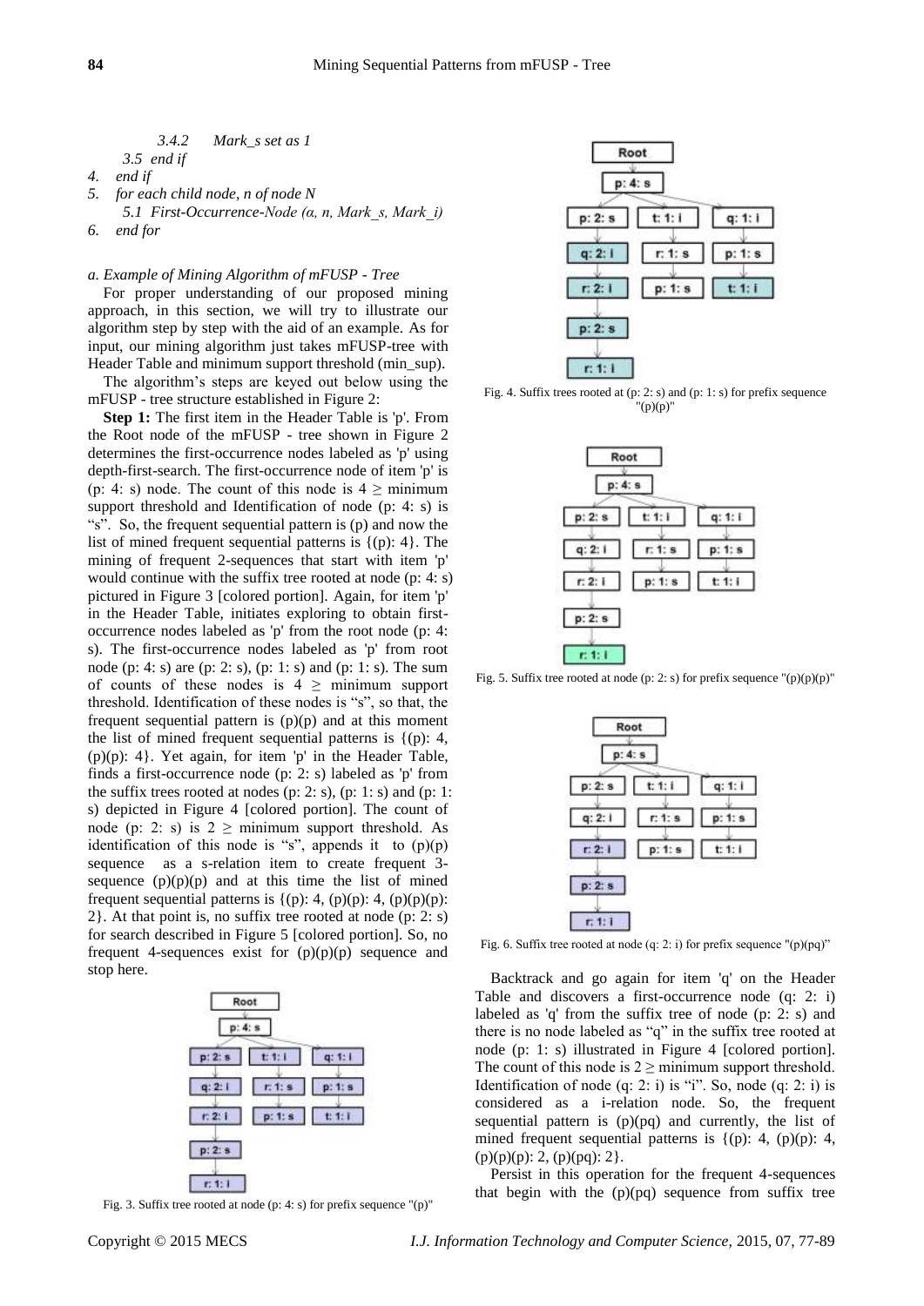3.4.2 *Mark_s set as 1*

3.5 *end if*

4. *end if*
5. *for each child node, n of node N*

   5.1 *First-Occurrence-Node (α, n, Mark_s, Mark_i)*
6. *end for*

*a. Example of Mining Algorithm of mFUSP - Tree*

For proper understanding of our proposed mining approach, in this section, we will try to illustrate our algorithm step by step with the aid of an example. As for input, our mining algorithm just takes mFUSP-tree with Header Table and minimum support threshold (min_sup).

The algorithm's steps are keyed out below using the mFUSP - tree structure established in Figure 2:

**Step 1:** The first item in the Header Table is 'p'. From the Root node of the mFUSP - tree shown in Figure 2 determines the first-occurrence nodes labeled as 'p' using depth-first-search. The first-occurrence node of item 'p' is (p: 4: s) node. The count of this node is 4 ≥ minimum support threshold and Identification of node (p: 4: s) is "s". So, the frequent sequential pattern is (p) and now the list of mined frequent sequential patterns is {(p): 4}. The mining of frequent 2-sequences that start with item 'p' would continue with the suffix tree rooted at node (p: 4: s) pictured in Figure 3 [colored portion]. Again, for item 'p' in the Header Table, initiates exploring to obtain first-occurrence nodes labeled as 'p' from the root node (p: 4: s). The first-occurrence nodes labeled as 'p' from root node (p: 4: s) are (p: 2: s), (p: 1: s) and (p: 1: s). The sum of counts of these nodes is 4 ≥ minimum support threshold. Identification of these nodes is "s", so that, the frequent sequential pattern is (p)(p) and at this moment the list of mined frequent sequential patterns is {(p): 4, (p)(p): 4}. Yet again, for item 'p' in the Header Table, finds a first-occurrence node (p: 2: s) labeled as 'p' from the suffix trees rooted at nodes (p: 2: s), (p: 1: s) and (p: 1: s) depicted in Figure 4 [colored portion]. The count of node (p: 2: s) is 2 ≥ minimum support threshold. As identification of this node is "s", appends it to (p)(p) sequence as a s-relation item to create frequent 3-sequence (p)(p)(p) and at this time the list of mined frequent sequential patterns is {(p): 4, (p)(p): 4, (p)(p)(p): 2}. At that point is, no suffix tree rooted at node (p: 2: s) for search described in Figure 5 [colored portion]. So, no frequent 4-sequences exist for (p)(p)(p) sequence and stop here.

Fig. 3. Suffix tree rooted at node (p: 4: s) for prefix sequence "(p)"

Fig. 4. Suffix trees rooted at (p: 2: s) and (p: 1: s) for prefix sequence "(p)(p)"

Fig. 5. Suffix tree rooted at node (p: 2: s) for prefix sequence "(p)(p)(p)"

Fig. 6. Suffix tree rooted at node (q: 2: i) for prefix sequence "(p)(pq)"

Backtrack and go again for item 'q' on the Header Table and discovers a first-occurrence node (q: 2: i) labeled as 'q' from the suffix tree of node (p: 2: s) and there is no node labeled as "q" in the suffix tree rooted at node (p: 1: s) illustrated in Figure 4 [colored portion]. The count of this node is 2 ≥ minimum support threshold. Identification of node (q: 2: i) is "i". So, node (q: 2: i) is considered as a i-relation node. So, the frequent sequential pattern is (p)(pq) and currently, the list of mined frequent sequential patterns is {(p): 4, (p)(p): 4, (p)(p)(p): 2, (p)(pq): 2}.

Persist in this operation for the frequent 4-sequences that begin with the (p)(pq) sequence from suffix tree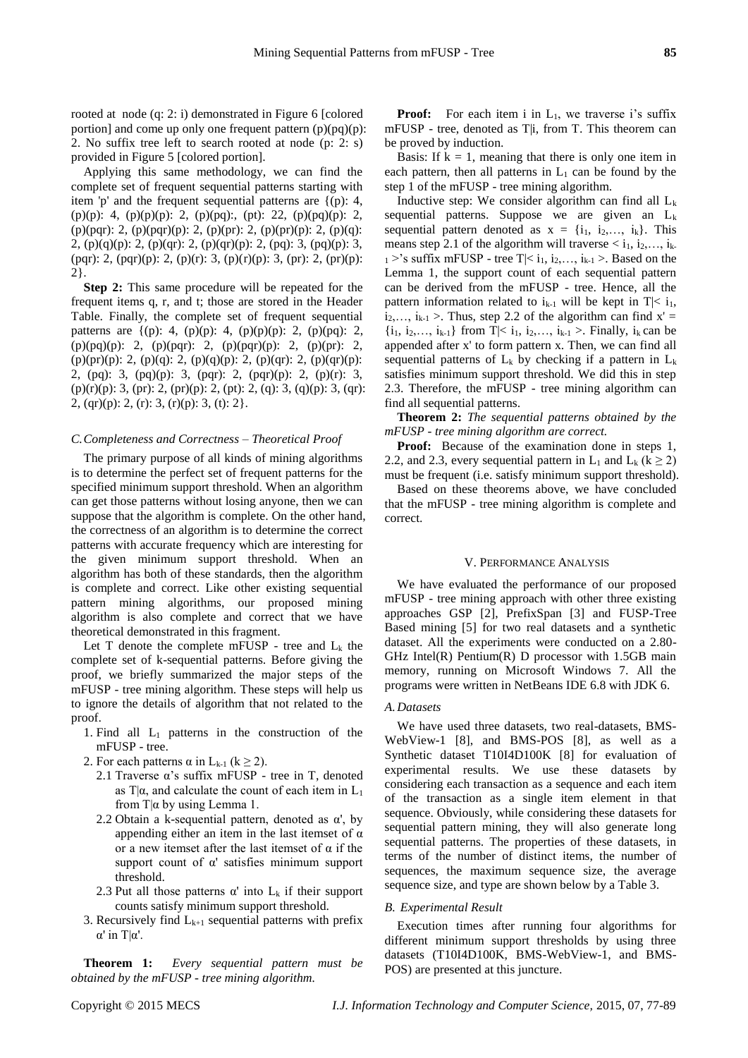rooted at node (q: 2: i) demonstrated in Figure 6 [colored portion] and come up only one frequent pattern (p)(pq)(p): 2. No suffix tree left to search rooted at node (p: 2: s) provided in Figure 5 [colored portion].

Applying this same methodology, we can find the complete set of frequent sequential patterns starting with item 'p' and the frequent sequential patterns are {(p): 4, (p)(p): 4, (p)(p)(p): 2, (p)(pq):, (pt): 22, (p)(pq)(p): 2, (p)(pqr): 2, (p)(pqr)(p): 2, (p)(pr): 2, (p)(pr)(p): 2, (p)(q): 2, (p)(q)(p): 2, (p)(qr): 2, (p)(qr)(p): 2, (pq): 3, (pq)(p): 3, (pqr): 2, (pqr)(p): 2, (p)(r): 3, (p)(r)(p): 3, (pr): 2, (pr)(p): 2}.

**Step 2:** This same procedure will be repeated for the frequent items q, r, and t; those are stored in the Header Table. Finally, the complete set of frequent sequential patterns are {(p): 4, (p)(p): 4, (p)(p)(p): 2, (p)(pq): 2, (p)(pq)(p): 2, (p)(pqr): 2, (p)(pqr)(p): 2, (p)(pr): 2, (p)(pr)(p): 2, (p)(q): 2, (p)(q)(p): 2, (p)(qr): 2, (p)(qr)(p): 2, (pq): 3, (pq)(p): 3, (pqr): 2, (pqr)(p): 2, (p)(r): 3, (p)(r)(p): 3, (pr): 2, (pr)(p): 2, (pt): 2, (q): 3, (q)(p): 3, (qr): 2, (qr)(p): 2, (r): 3, (r)(p): 3, (t): 2}.

### *C. Completeness and Correctness – Theoretical Proof*

The primary purpose of all kinds of mining algorithms is to determine the perfect set of frequent patterns for the specified minimum support threshold. When an algorithm can get those patterns without losing anyone, then we can suppose that the algorithm is complete. On the other hand, the correctness of an algorithm is to determine the correct patterns with accurate frequency which are interesting for the given minimum support threshold. When an algorithm has both of these standards, then the algorithm is complete and correct. Like other existing sequential pattern mining algorithms, our proposed mining algorithm is also complete and correct that we have theoretical demonstrated in this fragment.

Let T denote the complete mFUSP - tree and $L_k$ the complete set of k-sequential patterns. Before giving the proof, we briefly summarized the major steps of the mFUSP - tree mining algorithm. These steps will help us to ignore the details of algorithm that not related to the proof.

1. Find all $L_1$ patterns in the construction of the mFUSP - tree.
2. For each patterns $\alpha$ in $L_{k-1}$ ($k \geq 2$).
   - 2.1 Traverse $\alpha$'s suffix mFUSP - tree in T, denoted as $T|\alpha$, and calculate the count of each item in $L_1$ from $T|\alpha$ by using Lemma 1.
   - 2.2 Obtain a k-sequential pattern, denoted as $\alpha'$, by appending either an item in the last itemset of $\alpha$ or a new itemset after the last itemset of $\alpha$ if the support count of $\alpha'$ satisfies minimum support threshold.
   - 2.3 Put all those patterns $\alpha'$ into $L_k$ if their support counts satisfy minimum support threshold.
3. Recursively find $L_{k+1}$ sequential patterns with prefix $\alpha'$ in $T|\alpha'$.

**Theorem 1:** *Every sequential pattern must be obtained by the mFUSP - tree mining algorithm.*

**Proof:** For each item i in $L_1$, we traverse i's suffix mFUSP - tree, denoted as $T|i$, from T. This theorem can be proved by induction.

Basis: If $k = 1$, meaning that there is only one item in each pattern, then all patterns in $L_1$ can be found by the step 1 of the mFUSP - tree mining algorithm.

Inductive step: We consider algorithm can find all $L_k$ sequential patterns. Suppose we are given an $L_k$ sequential pattern denoted as $x = \{i_1, i_2, \ldots, i_k\}$. This means step 2.1 of the algorithm will traverse $< i_1, i_2, \ldots, i_{k-1} >$'s suffix mFUSP - tree $T|< i_1, i_2, \ldots, i_{k-1} >$. Based on the Lemma 1, the support count of each sequential pattern can be derived from the mFUSP - tree. Hence, all the pattern information related to $i_{k-1}$ will be kept in $T|< i_1, i_2, \ldots, i_{k-1} >$. Thus, step 2.2 of the algorithm can find $x' = \{i_1, i_2, \ldots, i_{k-1}\}$ from $T|< i_1, i_2, \ldots, i_{k-1} >$. Finally, $i_k$ can be appended after x' to form pattern x. Then, we can find all sequential patterns of $L_k$ by checking if a pattern in $L_k$ satisfies minimum support threshold. We did this in step 2.3. Therefore, the mFUSP - tree mining algorithm can find all sequential patterns.

**Theorem 2:** *The sequential patterns obtained by the mFUSP - tree mining algorithm are correct.*

**Proof:** Because of the examination done in steps 1, 2.2, and 2.3, every sequential pattern in $L_1$ and $L_k$ ($k \geq 2$) must be frequent (i.e. satisfy minimum support threshold).

Based on these theorems above, we have concluded that the mFUSP - tree mining algorithm is complete and correct.

## V. Performance Analysis

We have evaluated the performance of our proposed mFUSP - tree mining approach with other three existing approaches GSP [2], PrefixSpan [3] and FUSP-Tree Based mining [5] for two real datasets and a synthetic dataset. All the experiments were conducted on a 2.80-GHz Intel(R) Pentium(R) D processor with 1.5GB main memory, running on Microsoft Windows 7. All the programs were written in NetBeans IDE 6.8 with JDK 6.

### *A. Datasets*

We have used three datasets, two real-datasets, BMS-WebView-1 [8], and BMS-POS [8], as well as a Synthetic dataset T10I4D100K [8] for evaluation of experimental results. We use these datasets by considering each transaction as a sequence and each item of the transaction as a single item element in that sequence. Obviously, while considering these datasets for sequential pattern mining, they will also generate long sequential patterns. The properties of these datasets, in terms of the number of distinct items, the number of sequences, the maximum sequence size, the average sequence size, and type are shown below by a Table 3.

### *B. Experimental Result*

Execution times after running four algorithms for different minimum support thresholds by using three datasets (T10I4D100K, BMS-WebView-1, and BMS-POS) are presented at this juncture.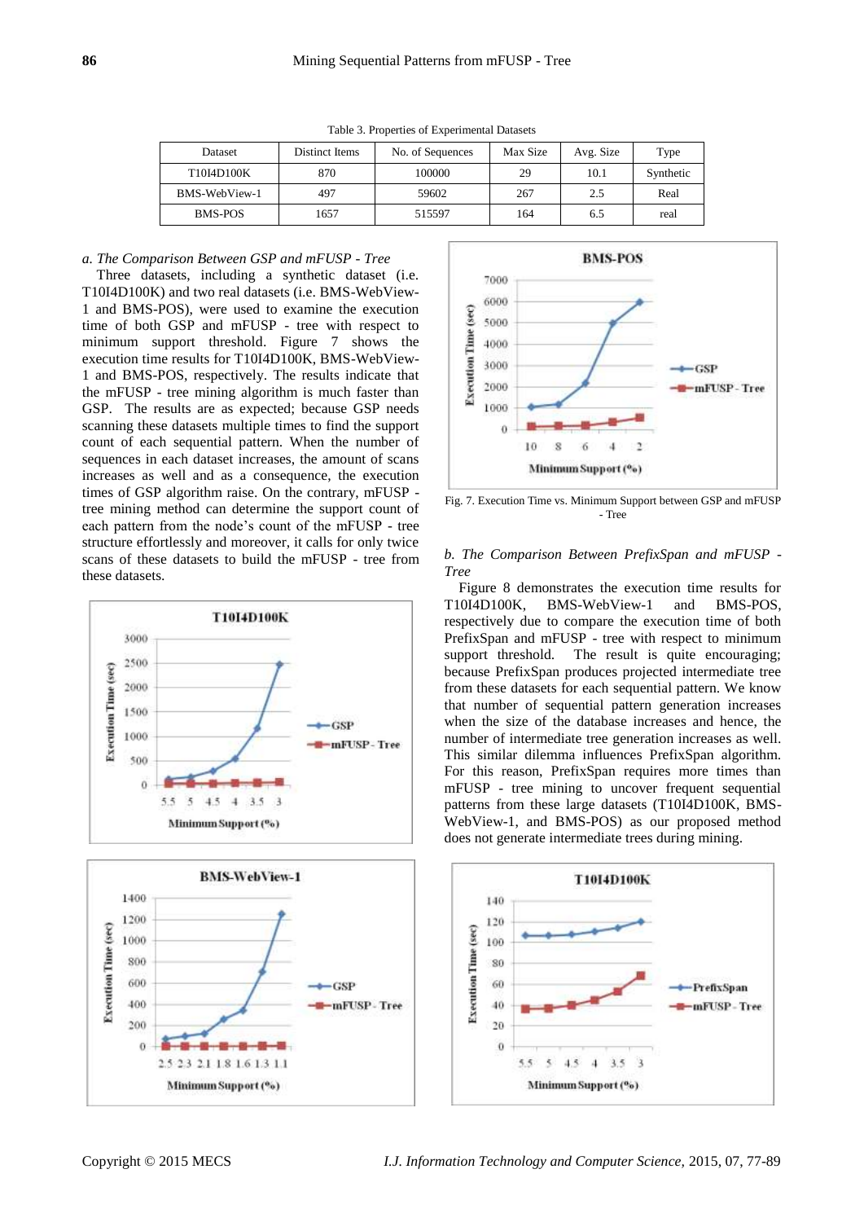Table 3. Properties of Experimental Datasets

| Dataset | Distinct Items | No. of Sequences | Max Size | Avg. Size | Type |
|---|---|---|---|---|---|
| T10I4D100K | 870 | 100000 | 29 | 10.1 | Synthetic |
| BMS-WebView-1 | 497 | 59602 | 267 | 2.5 | Real |
| BMS-POS | 1657 | 515597 | 164 | 6.5 | real |

*a. The Comparison Between GSP and mFUSP - Tree*

Three datasets, including a synthetic dataset (i.e. T10I4D100K) and two real datasets (i.e. BMS-WebView-1 and BMS-POS), were used to examine the execution time of both GSP and mFUSP - tree with respect to minimum support threshold. Figure 7 shows the execution time results for T10I4D100K, BMS-WebView-1 and BMS-POS, respectively. The results indicate that the mFUSP - tree mining algorithm is much faster than GSP. The results are as expected; because GSP needs scanning these datasets multiple times to find the support count of each sequential pattern. When the number of sequences in each dataset increases, the amount of scans increases as well and as a consequence, the execution times of GSP algorithm raise. On the contrary, mFUSP - tree mining method can determine the support count of each pattern from the node's count of the mFUSP - tree structure effortlessly and moreover, it calls for only twice scans of these datasets to build the mFUSP - tree from these datasets.

Fig. 7. Execution Time vs. Minimum Support between GSP and mFUSP - Tree

*b. The Comparison Between PrefixSpan and mFUSP - Tree*

Figure 8 demonstrates the execution time results for T10I4D100K, BMS-WebView-1 and BMS-POS, respectively due to compare the execution time of both PrefixSpan and mFUSP - tree with respect to minimum support threshold. The result is quite encouraging; because PrefixSpan produces projected intermediate tree from these datasets for each sequential pattern. We know that number of sequential pattern generation increases when the size of the database increases and hence, the number of intermediate tree generation increases as well. This similar dilemma influences PrefixSpan algorithm. For this reason, PrefixSpan requires more times than mFUSP - tree mining to uncover frequent sequential patterns from these large datasets (T10I4D100K, BMS-WebView-1, and BMS-POS) as our proposed method does not generate intermediate trees during mining.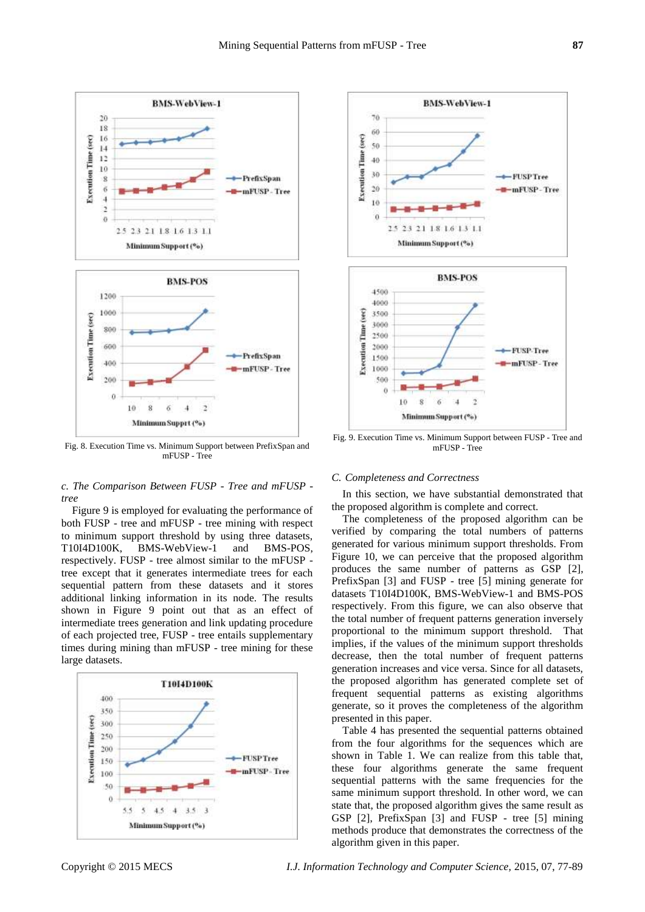Fig. 8. Execution Time vs. Minimum Support between PrefixSpan and mFUSP - Tree

Fig. 9. Execution Time vs. Minimum Support between FUSP - Tree and mFUSP - Tree

*c. The Comparison Between FUSP - Tree and mFUSP - tree*

Figure 9 is employed for evaluating the performance of both FUSP - tree and mFUSP - tree mining with respect to minimum support threshold by using three datasets, T10I4D100K, BMS-WebView-1 and BMS-POS, respectively. FUSP - tree almost similar to the mFUSP - tree except that it generates intermediate trees for each sequential pattern from these datasets and it stores additional linking information in its node. The results shown in Figure 9 point out that as an effect of intermediate trees generation and link updating procedure of each projected tree, FUSP - tree entails supplementary times during mining than mFUSP - tree mining for these large datasets.

*C. Completeness and Correctness*

In this section, we have substantial demonstrated that the proposed algorithm is complete and correct.

The completeness of the proposed algorithm can be verified by comparing the total numbers of patterns generated for various minimum support thresholds. From Figure 10, we can perceive that the proposed algorithm produces the same number of patterns as GSP [2], PrefixSpan [3] and FUSP - tree [5] mining generate for datasets T10I4D100K, BMS-WebView-1 and BMS-POS respectively. From this figure, we can also observe that the total number of frequent patterns generation inversely proportional to the minimum support threshold. That implies, if the values of the minimum support thresholds decrease, then the total number of frequent patterns generation increases and vice versa. Since for all datasets, the proposed algorithm has generated complete set of frequent sequential patterns as existing algorithms generate, so it proves the completeness of the algorithm presented in this paper.

Table 4 has presented the sequential patterns obtained from the four algorithms for the sequences which are shown in Table 1. We can realize from this table that, these four algorithms generate the same frequent sequential patterns with the same frequencies for the same minimum support threshold. In other word, we can state that, the proposed algorithm gives the same result as GSP [2], PrefixSpan [3] and FUSP - tree [5] mining methods produce that demonstrates the correctness of the algorithm given in this paper.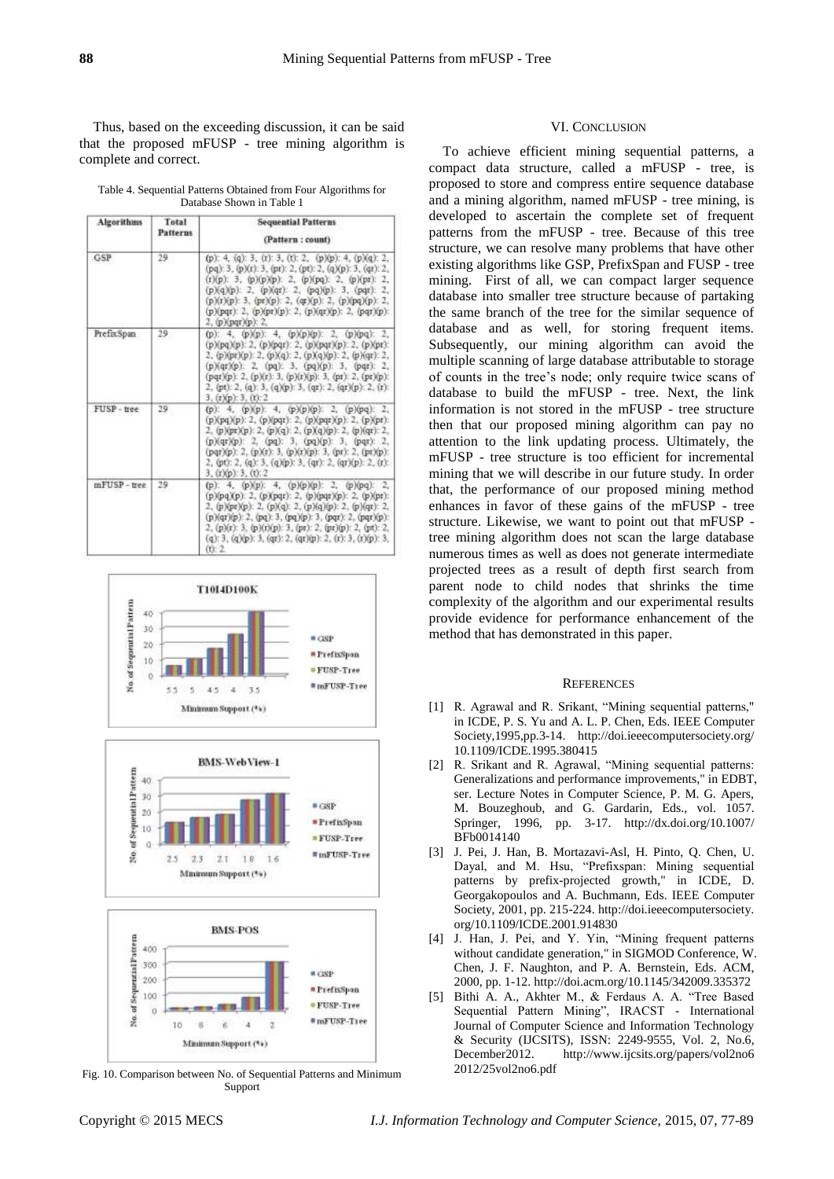Thus, based on the exceeding discussion, it can be said that the proposed mFUSP - tree mining algorithm is complete and correct.

Table 4. Sequential Patterns Obtained from Four Algorithms for Database Shown in Table 1

| Algorithms | Total Patterns | Sequential Patterns (Pattern : count) |
|---|---|---|
| GSP | 29 | (p): 4, (q): 3, (r): 3, (t): 2, (p)(p): 4, (p)(q): 2, (pq): 3, (p)(r): 3, (pr): 2, (pt): 2, (q)(p): 3, (qr): 2, (r)(p): 3, (p)(p)(p): 2, (p)(pq): 2, (p)(pr): 2, (p)(q)(p): 2, (p)(qr): 2, (pq)(p): 3, (pqr): 2, (p)(r)(p): 3, (pr)(p): 2, (qr)(p): 2, (p)(pq)(p): 2, (p)(pqr): 2, (p)(pr)(p): 2, (p)(qr)(p): 2, (pqr)(p): 2, (p)(pqr)(p): 2, |
| PrefixSpan | 29 | (p): 4, (p)(p): 4, (p)(p)(p): 2, (p)(pq): 2, (p)(pq)(p): 2, (p)(pqr): 2, (p)(pqr)(p): 2, (p)(pr): 2, (p)(pr)(p): 2, (p)(q): 2, (p)(q)(p): 2, (p)(qr): 2, (p)(qr)(p): 2, (pq): 3, (pq)(p): 3, (pqr): 2, (pqr)(p): 2, (p)(r): 3, (p)(r)(p): 3, (pr): 2, (pr)(p): 2, (pt): 2, (q): 3, (q)(p): 3, (qr): 2, (qr)(p): 2, (r): 3, (r)(p): 3, (t): 2 |
| FUSP - tree | 29 | (p): 4, (p)(p): 4, (p)(p)(p): 2, (p)(pq): 2, (p)(pq)(p): 2, (p)(pqr): 2, (p)(pqr)(p): 2, (p)(pr): 2, (p)(pr)(p): 2, (p)(q): 2, (p)(q)(p): 2, (p)(qr): 2, (p)(qr)(p): 2, (pq): 3, (pq)(p): 3, (pqr): 2, (pqr)(p): 2, (p)(r): 3, (p)(r)(p): 3, (pr): 2, (pr)(p): 2, (pt): 2, (q): 3, (q)(p): 3, (qr): 2, (qr)(p): 2, (r): 3, (r)(p): 3, (t): 2 |
| mFUSP - tree | 29 | (p): 4, (p)(p): 4, (p)(p)(p): 2, (p)(pq): 2, (p)(pq)(p): 2, (p)(pqr): 2, (p)(pqr)(p): 2, (p)(pr): 2, (p)(pr)(p): 2, (p)(q): 2, (p)(q)(p): 2, (p)(qr): 2, (p)(qr)(p): 2, (pq): 3, (pq)(p): 3, (pqr): 2, (pqr)(p): 2, (p)(r): 3, (p)(r)(p): 3, (pr): 2, (pr)(p): 2, (pt): 2, (q): 3, (q)(p): 3, (qr): 2, (qr)(p): 2, (r): 3, (r)(p): 3, (t): 2 |

Fig. 10. Comparison between No. of Sequential Patterns and Minimum Support

## VI. Conclusion

To achieve efficient mining sequential patterns, a compact data structure, called a mFUSP - tree, is proposed to store and compress entire sequence database and a mining algorithm, named mFUSP - tree mining, is developed to ascertain the complete set of frequent patterns from the mFUSP - tree. Because of this tree structure, we can resolve many problems that have other existing algorithms like GSP, PrefixSpan and FUSP - tree mining. First of all, we can compact larger sequence database into smaller tree structure because of partaking the same branch of the tree for the similar sequence of database and as well, for storing frequent items. Subsequently, our mining algorithm can avoid the multiple scanning of large database attributable to storage of counts in the tree's node; only require twice scans of database to build the mFUSP - tree. Next, the link information is not stored in the mFUSP - tree structure then that our proposed mining algorithm can pay no attention to the link updating process. Ultimately, the mFUSP - tree structure is too efficient for incremental mining that we will describe in our future study. In order that, the performance of our proposed mining method enhances in favor of these gains of the mFUSP - tree structure. Likewise, we want to point out that mFUSP - tree mining algorithm does not scan the large database numerous times as well as does not generate intermediate projected trees as a result of depth first search from parent node to child nodes that shrinks the time complexity of the algorithm and our experimental results provide evidence for performance enhancement of the method that has demonstrated in this paper.

## References

[1] R. Agrawal and R. Srikant, "Mining sequential patterns," in ICDE, P. S. Yu and A. L. P. Chen, Eds. IEEE Computer Society,1995,pp.3-14. http://doi.ieeecomputersociety.org/10.1109/ICDE.1995.380415

[2] R. Srikant and R. Agrawal, "Mining sequential patterns: Generalizations and performance improvements," in EDBT, ser. Lecture Notes in Computer Science, P. M. G. Apers, M. Bouzeghoub, and G. Gardarin, Eds., vol. 1057. Springer, 1996, pp. 3-17. http://dx.doi.org/10.1007/BFb0014140

[3] J. Pei, J. Han, B. Mortazavi-Asl, H. Pinto, Q. Chen, U. Dayal, and M. Hsu, "Prefixspan: Mining sequential patterns by prefix-projected growth," in ICDE, D. Georgakopoulos and A. Buchmann, Eds. IEEE Computer Society, 2001, pp. 215-224. http://doi.ieeecomputersociety.org/10.1109/ICDE.2001.914830

[4] J. Han, J. Pei, and Y. Yin, "Mining frequent patterns without candidate generation," in SIGMOD Conference, W. Chen, J. F. Naughton, and P. A. Bernstein, Eds. ACM, 2000, pp. 1-12. http://doi.acm.org/10.1145/342009.335372

[5] Bithi A. A., Akhter M., & Ferdaus A. A. "Tree Based Sequential Pattern Mining", IRACST - International Journal of Computer Science and Information Technology & Security (IJCSITS), ISSN: 2249-9555, Vol. 2, No.6, December2012. http://www.ijcsits.org/papers/vol2no62012/25vol2no6.pdf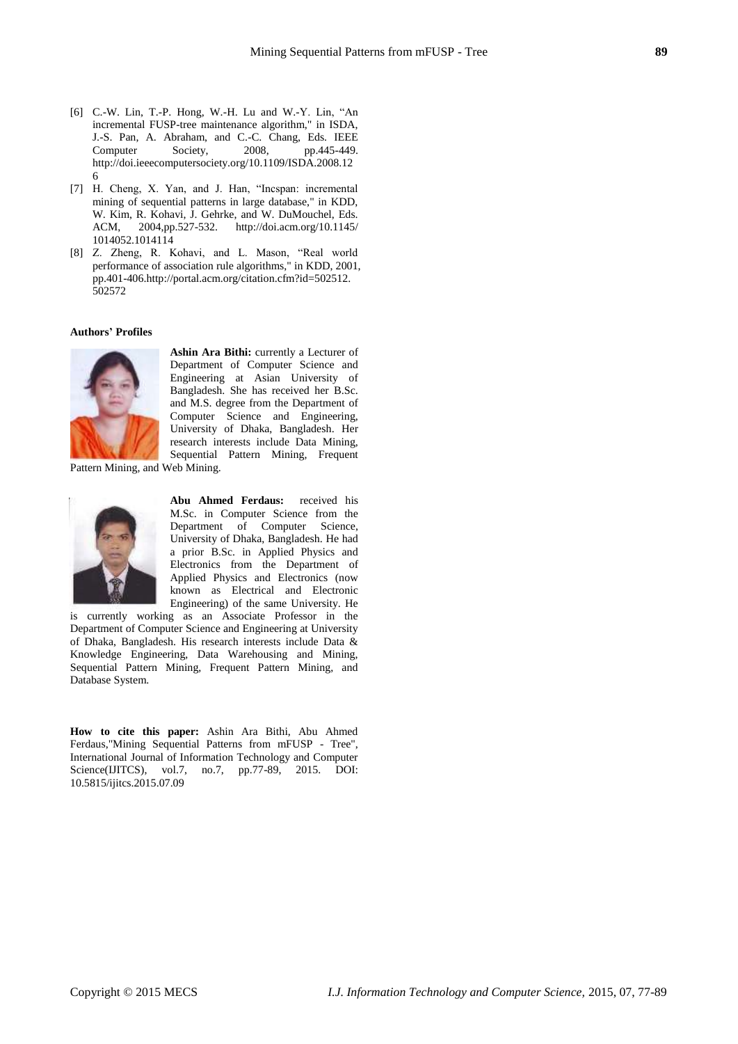[6] C.-W. Lin, T.-P. Hong, W.-H. Lu and W.-Y. Lin, "An incremental FUSP-tree maintenance algorithm," in ISDA, J.-S. Pan, A. Abraham, and C.-C. Chang, Eds. IEEE Computer Society, 2008, pp.445-449. http://doi.ieeecomputersociety.org/10.1109/ISDA.2008.126

[7] H. Cheng, X. Yan, and J. Han, "Incspan: incremental mining of sequential patterns in large database," in KDD, W. Kim, R. Kohavi, J. Gehrke, and W. DuMouchel, Eds. ACM, 2004,pp.527-532. http://doi.acm.org/10.1145/1014052.1014114

[8] Z. Zheng, R. Kohavi, and L. Mason, "Real world performance of association rule algorithms," in KDD, 2001, pp.401-406.http://portal.acm.org/citation.cfm?id=502512.502572

**Authors' Profiles**

**Ashin Ara Bithi:** currently a Lecturer of Department of Computer Science and Engineering at Asian University of Bangladesh. She has received her B.Sc. and M.S. degree from the Department of Computer Science and Engineering, University of Dhaka, Bangladesh. Her research interests include Data Mining, Sequential Pattern Mining, Frequent Pattern Mining, and Web Mining.

**Abu Ahmed Ferdaus:** received his M.Sc. in Computer Science from the Department of Computer Science, University of Dhaka, Bangladesh. He had a prior B.Sc. in Applied Physics and Electronics from the Department of Applied Physics and Electronics (now known as Electrical and Electronic Engineering) of the same University. He is currently working as an Associate Professor in the Department of Computer Science and Engineering at University of Dhaka, Bangladesh. His research interests include Data & Knowledge Engineering, Data Warehousing and Mining, Sequential Pattern Mining, Frequent Pattern Mining, and Database System.

**How to cite this paper:** Ashin Ara Bithi, Abu Ahmed Ferdaus,"Mining Sequential Patterns from mFUSP - Tree", International Journal of Information Technology and Computer Science(IJITCS), vol.7, no.7, pp.77-89, 2015. DOI: 10.5815/ijitcs.2015.07.09